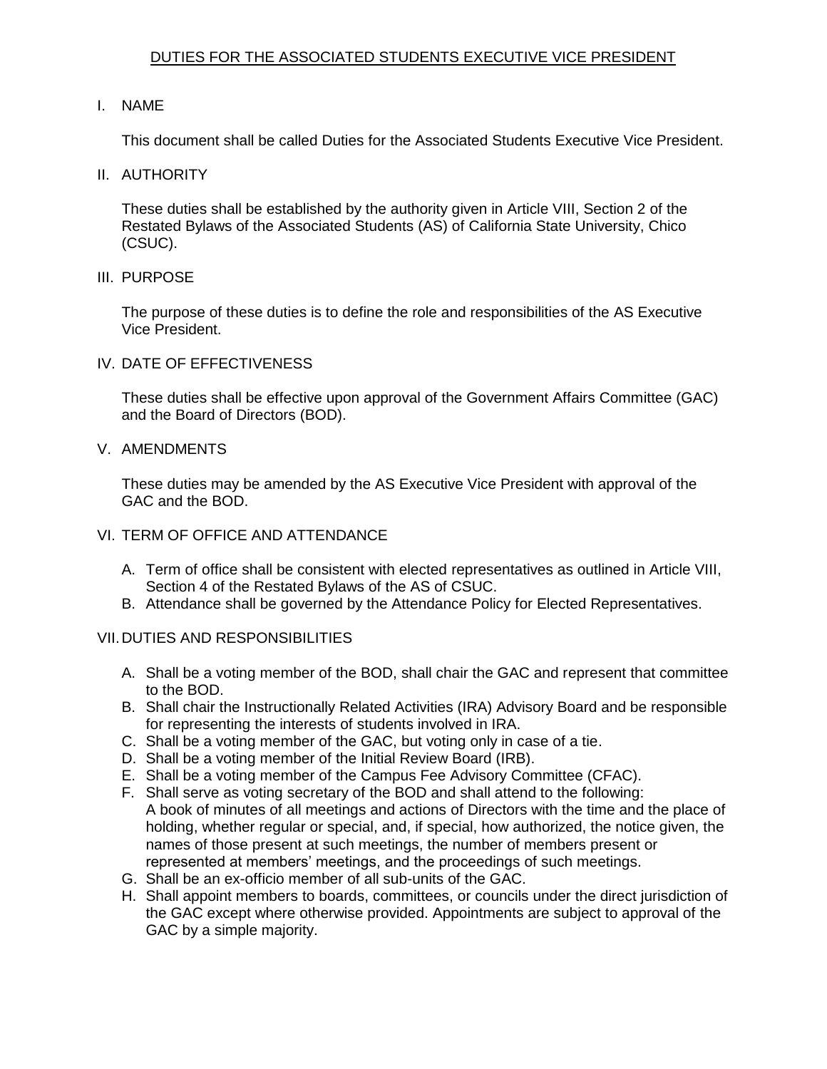# DUTIES FOR THE ASSOCIATED STUDENTS EXECUTIVE VICE PRESIDENT

## I. NAME

This document shall be called Duties for the Associated Students Executive Vice President.

## II. AUTHORITY

These duties shall be established by the authority given in Article VIII, Section 2 of the Restated Bylaws of the Associated Students (AS) of California State University, Chico (CSUC).

## III. PURPOSE

The purpose of these duties is to define the role and responsibilities of the AS Executive Vice President.

## IV. DATE OF EFFECTIVENESS

These duties shall be effective upon approval of the Government Affairs Committee (GAC) and the Board of Directors (BOD).

## V. AMENDMENTS

These duties may be amended by the AS Executive Vice President with approval of the GAC and the BOD.

## VI. TERM OF OFFICE AND ATTENDANCE

A. Term of office shall be consistent with elected representatives as outlined in Article VIII, Section 4 of the Restated Bylaws of the AS of CSUC.
B. Attendance shall be governed by the Attendance Policy for Elected Representatives.

## VII. DUTIES AND RESPONSIBILITIES

A. Shall be a voting member of the BOD, shall chair the GAC and represent that committee to the BOD.
B. Shall chair the Instructionally Related Activities (IRA) Advisory Board and be responsible for representing the interests of students involved in IRA.
C. Shall be a voting member of the GAC, but voting only in case of a tie.
D. Shall be a voting member of the Initial Review Board (IRB).
E. Shall be a voting member of the Campus Fee Advisory Committee (CFAC).
F. Shall serve as voting secretary of the BOD and shall attend to the following: A book of minutes of all meetings and actions of Directors with the time and the place of holding, whether regular or special, and, if special, how authorized, the notice given, the names of those present at such meetings, the number of members present or represented at members' meetings, and the proceedings of such meetings.
G. Shall be an ex-officio member of all sub-units of the GAC.
H. Shall appoint members to boards, committees, or councils under the direct jurisdiction of the GAC except where otherwise provided. Appointments are subject to approval of the GAC by a simple majority.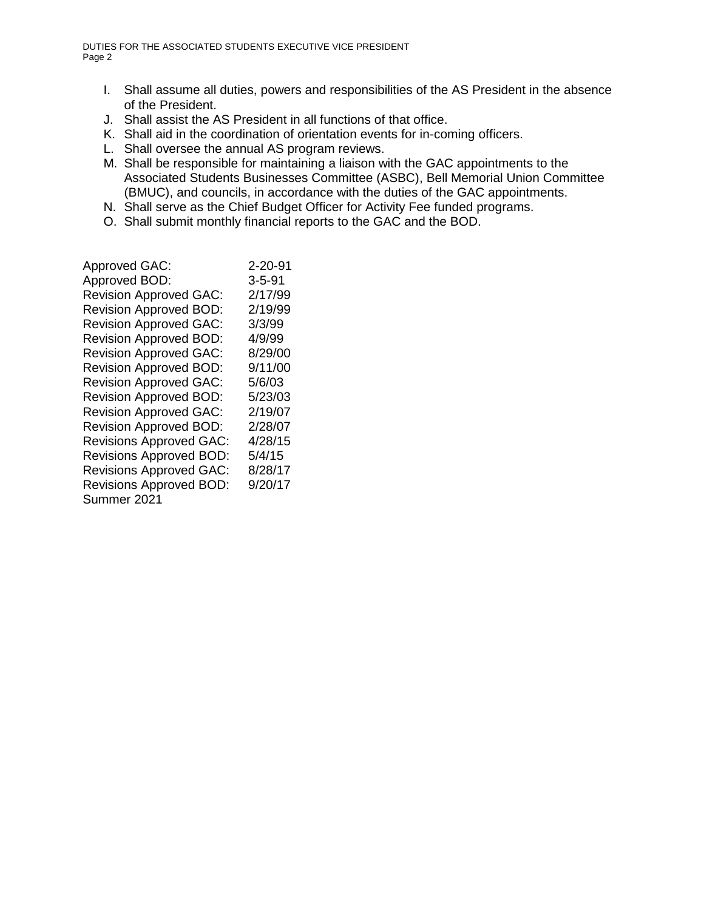I. Shall assume all duties, powers and responsibilities of the AS President in the absence of the President.
J. Shall assist the AS President in all functions of that office.
K. Shall aid in the coordination of orientation events for in-coming officers.
L. Shall oversee the annual AS program reviews.
M. Shall be responsible for maintaining a liaison with the GAC appointments to the Associated Students Businesses Committee (ASBC), Bell Memorial Union Committee (BMUC), and councils, in accordance with the duties of the GAC appointments.
N. Shall serve as the Chief Budget Officer for Activity Fee funded programs.
O. Shall submit monthly financial reports to the GAC and the BOD.

| | |
|---|---|
| Approved GAC: | 2-20-91 |
| Approved BOD: | 3-5-91 |
| Revision Approved GAC: | 2/17/99 |
| Revision Approved BOD: | 2/19/99 |
| Revision Approved GAC: | 3/3/99 |
| Revision Approved BOD: | 4/9/99 |
| Revision Approved GAC: | 8/29/00 |
| Revision Approved BOD: | 9/11/00 |
| Revision Approved GAC: | 5/6/03 |
| Revision Approved BOD: | 5/23/03 |
| Revision Approved GAC: | 2/19/07 |
| Revision Approved BOD: | 2/28/07 |
| Revisions Approved GAC: | 4/28/15 |
| Revisions Approved BOD: | 5/4/15 |
| Revisions Approved GAC: | 8/28/17 |
| Revisions Approved BOD: | 9/20/17 |
| Summer 2021 | |